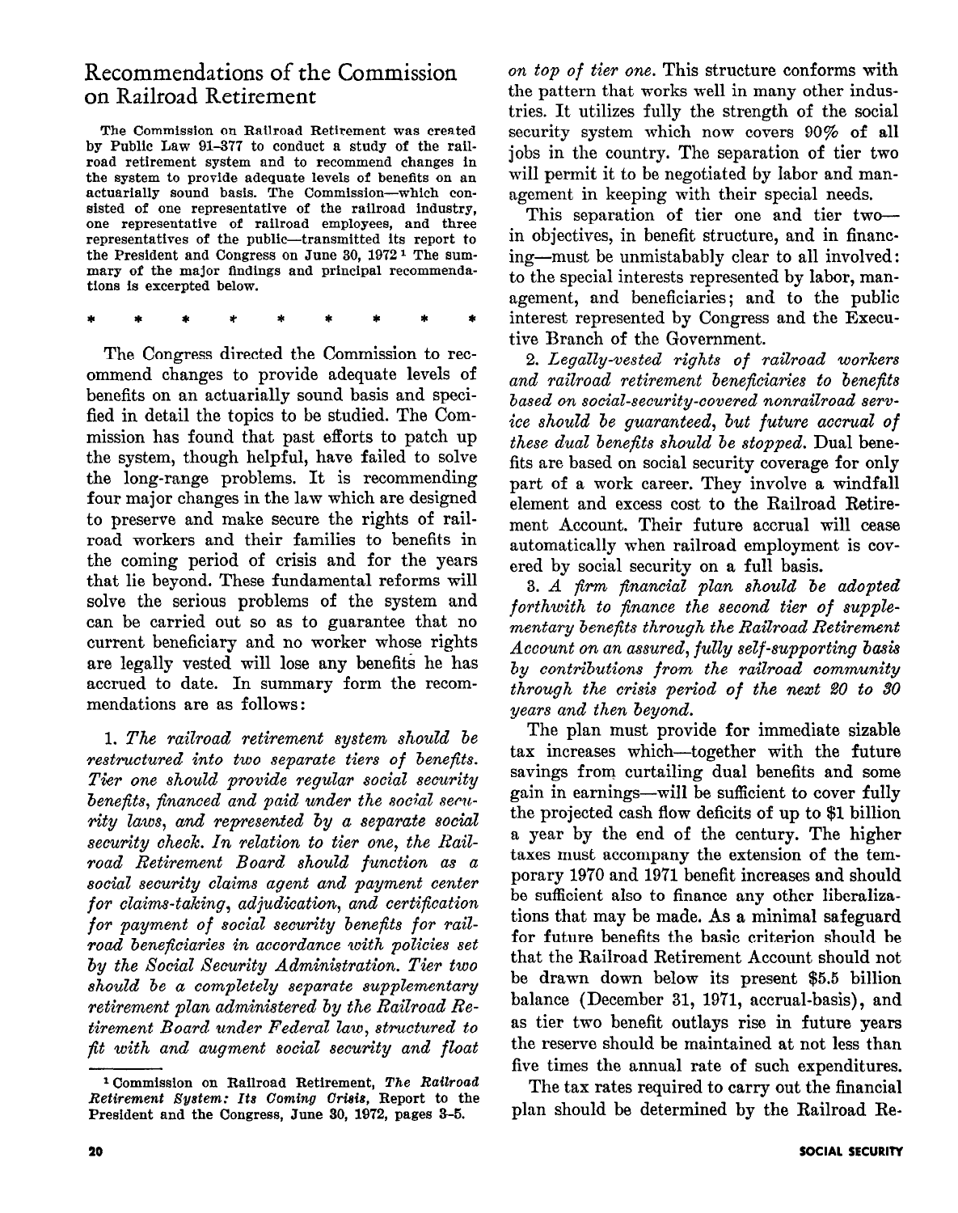# Recommendations of the Commission on Railroad Retirement

**The Commission on Railroad Retirement was created by Public Law 91-377 to conduct a study of the railroad retirement system and to recommend changes in the system to provide adequate levels of benefits on an actuarially sound basis. The Commission—which consisted of one representative of the railroad industry, one representative of railroad employees, and three representatives of the public—transmitted its report to the President and Congress on June 30, 1972[1] The summary of the major findings and principal recommendations is excerpted below.**

\* \* \* \* \* \* \* \* \*

The Congress directed the Commission to recommend changes to provide adequate levels of benefits on an actuarially sound basis and specified in detail the topics to be studied. The Commission has found that past efforts to patch up the system, though helpful, have failed to solve the long-range problems. It is recommending four major changes in the law which are designed to preserve and make secure the rights of railroad workers and their families to benefits in the coming period of crisis and for the years that lie beyond. These fundamental reforms will solve the serious problems of the system and can be carried out so as to guarantee that no current beneficiary and no worker whose rights are legally vested will lose any benefits he has accrued to date. In summary form the recommendations are as follows:

1. *The railroad retirement system should be restructured into two separate tiers of benefits. Tier one should provide regular social security benefits, financed and paid under the social security laws, and represented by a separate social security check. In relation to tier one, the Railroad Retirement Board should function as a social security claims agent and payment center for claims-taking, adjudication, and certification for payment of social security benefits for railroad beneficiaries in accordance with policies set by the Social Security Administration. Tier two should be a completely separate supplementary retirement plan administered by the Railroad Retirement Board under Federal law, structured to fit with and augment social security and float on top of tier one.* This structure conforms with the pattern that works well in many other industries. It utilizes fully the strength of the social security system which now covers 90% of all jobs in the country. The separation of tier two will permit it to be negotiated by labor and management in keeping with their special needs.

This separation of tier one and tier two—in objectives, in benefit structure, and in financing—must be unmistakably clear to all involved: to the special interests represented by labor, management, and beneficiaries; and to the public interest represented by Congress and the Executive Branch of the Government.

2. *Legally-vested rights of railroad workers and railroad retirement beneficiaries to benefits based on social-security-covered nonrailroad service should be guaranteed, but future accrual of these dual benefits should be stopped.* Dual benefits are based on social security coverage for only part of a work career. They involve a windfall element and excess cost to the Railroad Retirement Account. Their future accrual will cease automatically when railroad employment is covered by social security on a full basis.

3. *A firm financial plan should be adopted forthwith to finance the second tier of supplementary benefits through the Railroad Retirement Account on an assured, fully self-supporting basis by contributions from the railroad community through the crisis period of the next 20 to 30 years and then beyond.*

The plan must provide for immediate sizable tax increases which—together with the future savings from curtailing dual benefits and some gain in earnings—will be sufficient to cover fully the projected cash flow deficits of up to $1 billion a year by the end of the century. The higher taxes must accompany the extension of the temporary 1970 and 1971 benefit increases and should be sufficient also to finance any other liberalizations that may be made. As a minimal safeguard for future benefits the basic criterion should be that the Railroad Retirement Account should not be drawn down below its present $5.5 billion balance (December 31, 1971, accrual-basis), and as tier two benefit outlays rise in future years the reserve should be maintained at not less than five times the annual rate of such expenditures.

The tax rates required to carry out the financial plan should be determined by the Railroad Re-

[1] Commission on Railroad Retirement, ***The Railroad Retirement System: Its Coming Crisis***, Report to the President and the Congress, June 30, 1972, pages 3-5.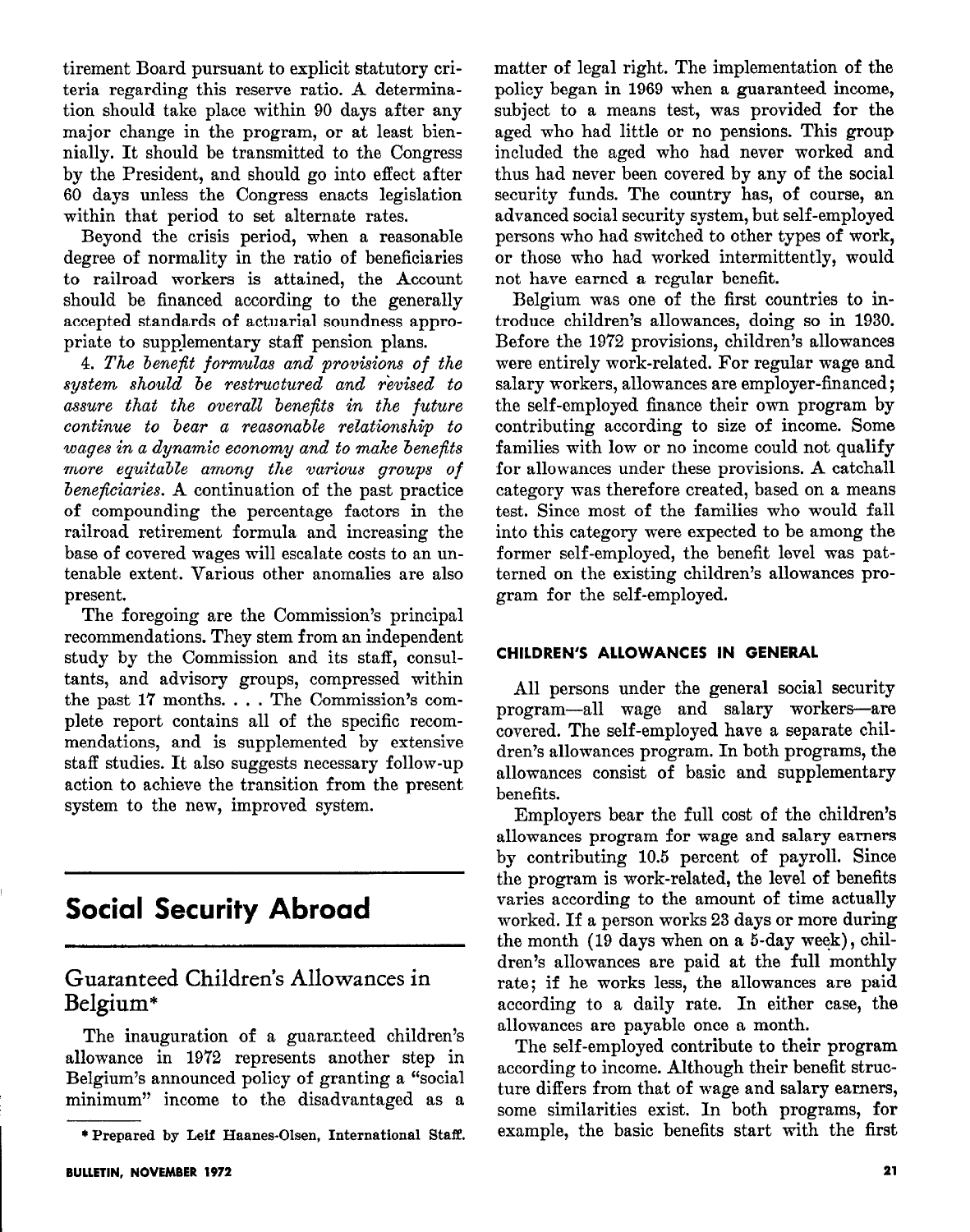tirement Board pursuant to explicit statutory criteria regarding this reserve ratio. A determination should take place within 90 days after any major change in the program, or at least biennially. It should be transmitted to the Congress by the President, and should go into effect after 60 days unless the Congress enacts legislation within that period to set alternate rates.

Beyond the crisis period, when a reasonable degree of normality in the ratio of beneficiaries to railroad workers is attained, the Account should be financed according to the generally accepted standards of actuarial soundness appropriate to supplementary staff pension plans.

4. *The benefit formulas and provisions of the system should be restructured and revised to assure that the overall benefits in the future continue to bear a reasonable relationship to wages in a dynamic economy and to make benefits more equitable among the various groups of beneficiaries.* A continuation of the past practice of compounding the percentage factors in the railroad retirement formula and increasing the base of covered wages will escalate costs to an untenable extent. Various other anomalies are also present.

The foregoing are the Commission's principal recommendations. They stem from an independent study by the Commission and its staff, consultants, and advisory groups, compressed within the past 17 months. . . . The Commission's complete report contains all of the specific recommendations, and is supplemented by extensive staff studies. It also suggests necessary follow-up action to achieve the transition from the present system to the new, improved system.

# Social Security Abroad

## Guaranteed Children's Allowances in Belgium*

The inauguration of a guaranteed children's allowance in 1972 represents another step in Belgium's announced policy of granting a "social minimum" income to the disadvantaged as a matter of legal right. The implementation of the policy began in 1969 when a guaranteed income, subject to a means test, was provided for the aged who had little or no pensions. This group included the aged who had never worked and thus had never been covered by any of the social security funds. The country has, of course, an advanced social security system, but self-employed persons who had switched to other types of work, or those who had worked intermittently, would not have earned a regular benefit.

Belgium was one of the first countries to introduce children's allowances, doing so in 1930. Before the 1972 provisions, children's allowances were entirely work-related. For regular wage and salary workers, allowances are employer-financed; the self-employed finance their own program by contributing according to size of income. Some families with low or no income could not qualify for allowances under these provisions. A catchall category was therefore created, based on a means test. Since most of the families who would fall into this category were expected to be among the former self-employed, the benefit level was patterned on the existing children's allowances program for the self-employed.

### CHILDREN'S ALLOWANCES IN GENERAL

All persons under the general social security program—all wage and salary workers—are covered. The self-employed have a separate children's allowances program. In both programs, the allowances consist of basic and supplementary benefits.

Employers bear the full cost of the children's allowances program for wage and salary earners by contributing 10.5 percent of payroll. Since the program is work-related, the level of benefits varies according to the amount of time actually worked. If a person works 23 days or more during the month (19 days when on a 5-day week), children's allowances are paid at the full monthly rate; if he works less, the allowances are paid according to a daily rate. In either case, the allowances are payable once a month.

The self-employed contribute to their program according to income. Although their benefit structure differs from that of wage and salary earners, some similarities exist. In both programs, for example, the basic benefits start with the first

\* Prepared by Leif Haanes-Olsen, International Staff.